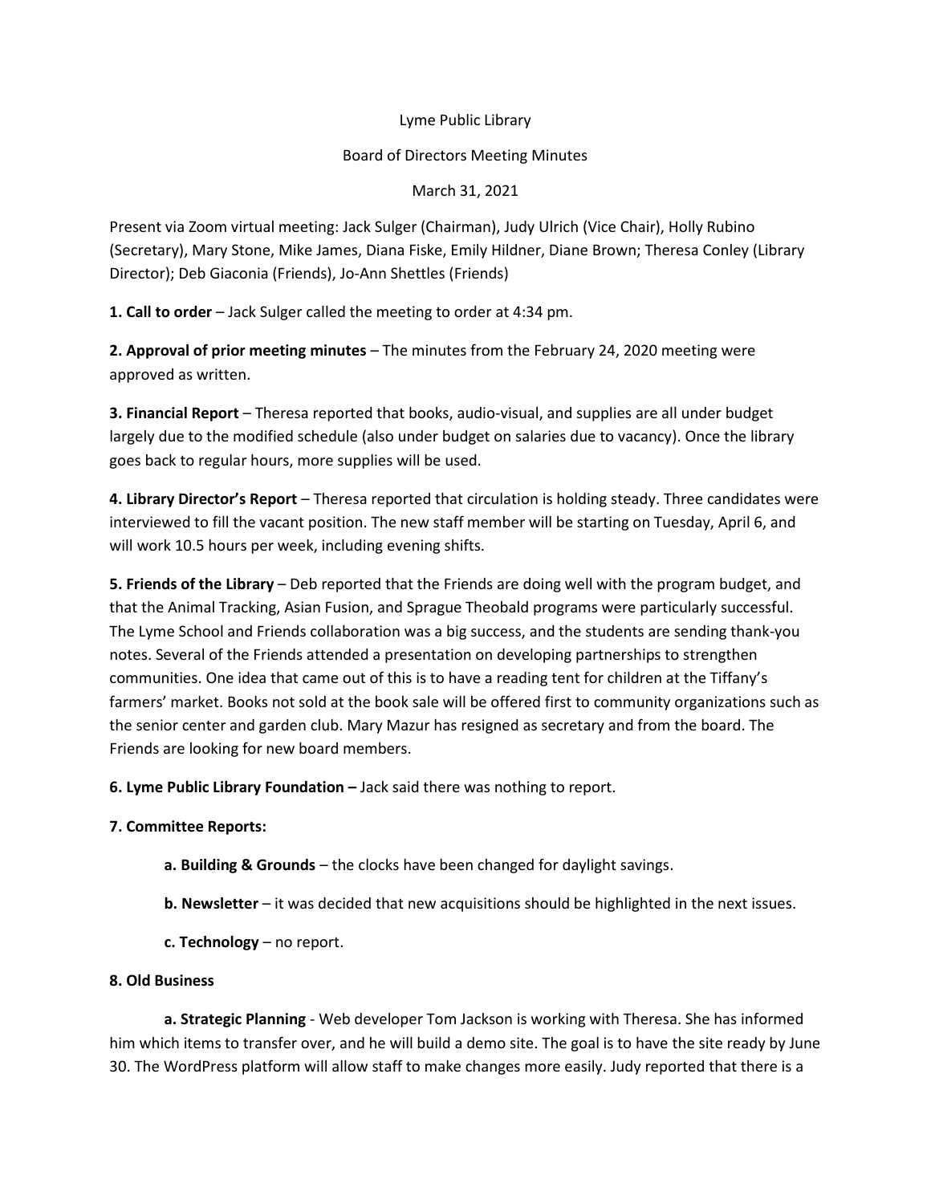Lyme Public Library

Board of Directors Meeting Minutes

March 31, 2021

Present via Zoom virtual meeting: Jack Sulger (Chairman), Judy Ulrich (Vice Chair), Holly Rubino (Secretary), Mary Stone, Mike James, Diana Fiske, Emily Hildner, Diane Brown; Theresa Conley (Library Director); Deb Giaconia (Friends), Jo-Ann Shettles (Friends)

**1. Call to order** – Jack Sulger called the meeting to order at 4:34 pm.

**2. Approval of prior meeting minutes** – The minutes from the February 24, 2020 meeting were approved as written.

**3. Financial Report** – Theresa reported that books, audio-visual, and supplies are all under budget largely due to the modified schedule (also under budget on salaries due to vacancy). Once the library goes back to regular hours, more supplies will be used.

**4. Library Director's Report** – Theresa reported that circulation is holding steady. Three candidates were interviewed to fill the vacant position. The new staff member will be starting on Tuesday, April 6, and will work 10.5 hours per week, including evening shifts.

**5. Friends of the Library** – Deb reported that the Friends are doing well with the program budget, and that the Animal Tracking, Asian Fusion, and Sprague Theobald programs were particularly successful. The Lyme School and Friends collaboration was a big success, and the students are sending thank-you notes. Several of the Friends attended a presentation on developing partnerships to strengthen communities. One idea that came out of this is to have a reading tent for children at the Tiffany's farmers' market. Books not sold at the book sale will be offered first to community organizations such as the senior center and garden club. Mary Mazur has resigned as secretary and from the board. The Friends are looking for new board members.

**6. Lyme Public Library Foundation –** Jack said there was nothing to report.

**7. Committee Reports:**

**a. Building & Grounds** – the clocks have been changed for daylight savings.

**b. Newsletter** – it was decided that new acquisitions should be highlighted in the next issues.

**c. Technology** – no report.

**8. Old Business**

**a. Strategic Planning** - Web developer Tom Jackson is working with Theresa. She has informed him which items to transfer over, and he will build a demo site. The goal is to have the site ready by June 30. The WordPress platform will allow staff to make changes more easily. Judy reported that there is a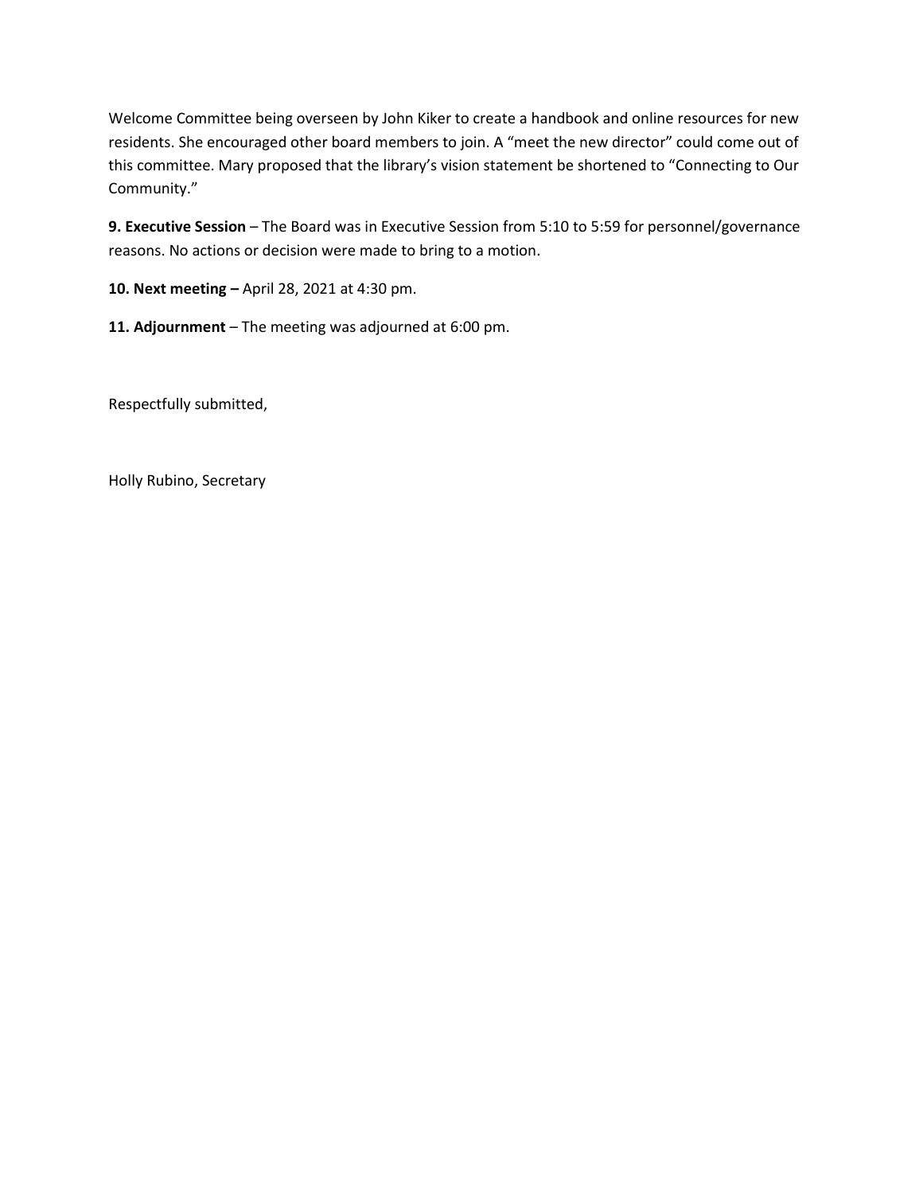Welcome Committee being overseen by John Kiker to create a handbook and online resources for new residents. She encouraged other board members to join. A "meet the new director" could come out of this committee. Mary proposed that the library's vision statement be shortened to "Connecting to Our Community."

**9. Executive Session** – The Board was in Executive Session from 5:10 to 5:59 for personnel/governance reasons. No actions or decision were made to bring to a motion.

**10. Next meeting –** April 28, 2021 at 4:30 pm.

**11. Adjournment** – The meeting was adjourned at 6:00 pm.

Respectfully submitted,

Holly Rubino, Secretary